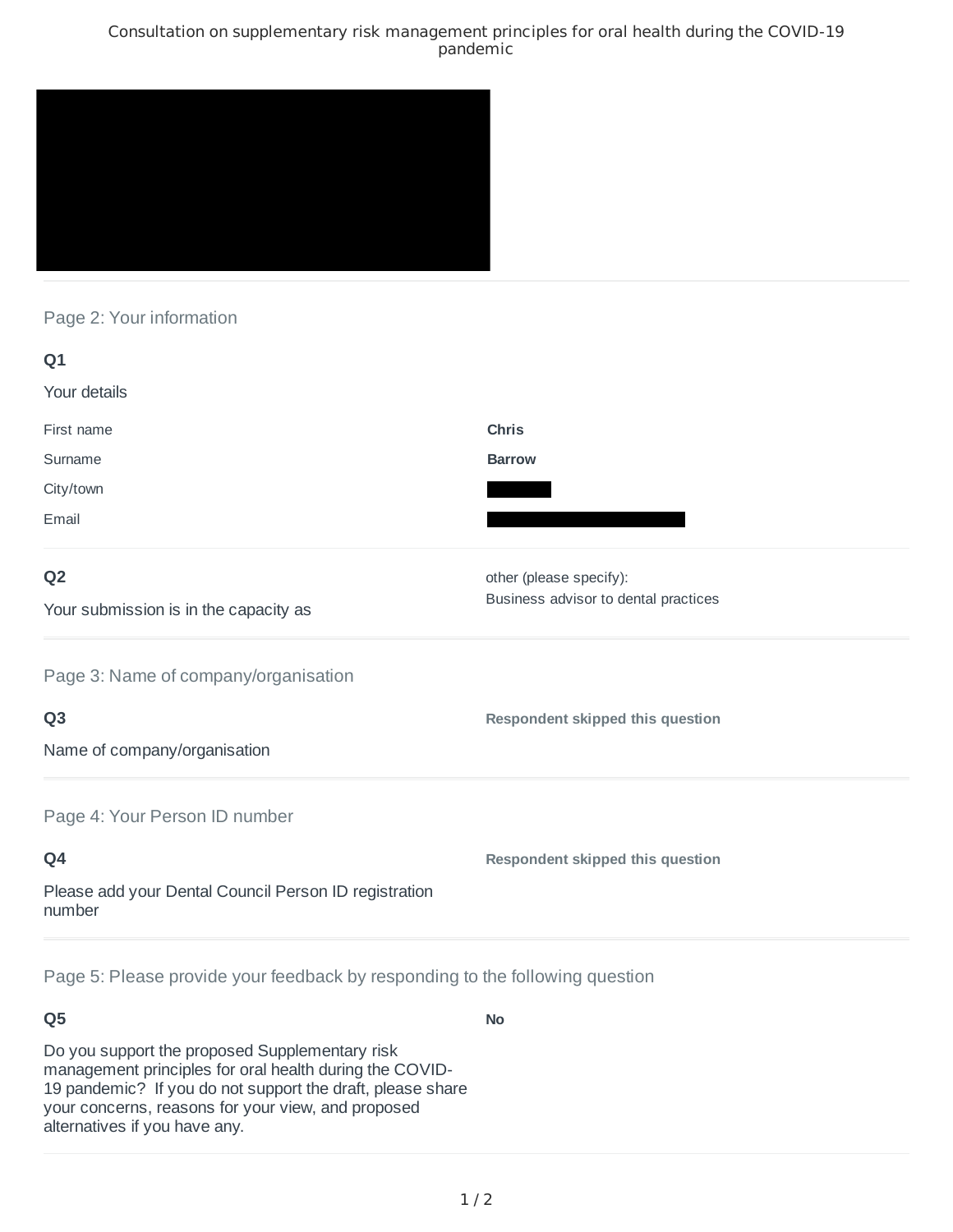# Consultation on supplementary risk management principles for oral health during the COVID-19 pandemic

## Page 2: Your information

**Q1**

Your details

| | |
|---|---|
| First name | **Chris** |
| Surname | **Barrow** |
| City/town | |
| Email | |

**Q2**

Your submission is in the capacity as

other (please specify):
Business advisor to dental practices

## Page 3: Name of company/organisation

**Q3**

Name of company/organisation

**Respondent skipped this question**

## Page 4: Your Person ID number

**Q4**

Please add your Dental Council Person ID registration number

**Respondent skipped this question**

## Page 5: Please provide your feedback by responding to the following question

**Q5**

Do you support the proposed Supplementary risk management principles for oral health during the COVID-19 pandemic? If you do not support the draft, please share your concerns, reasons for your view, and proposed alternatives if you have any.

**No**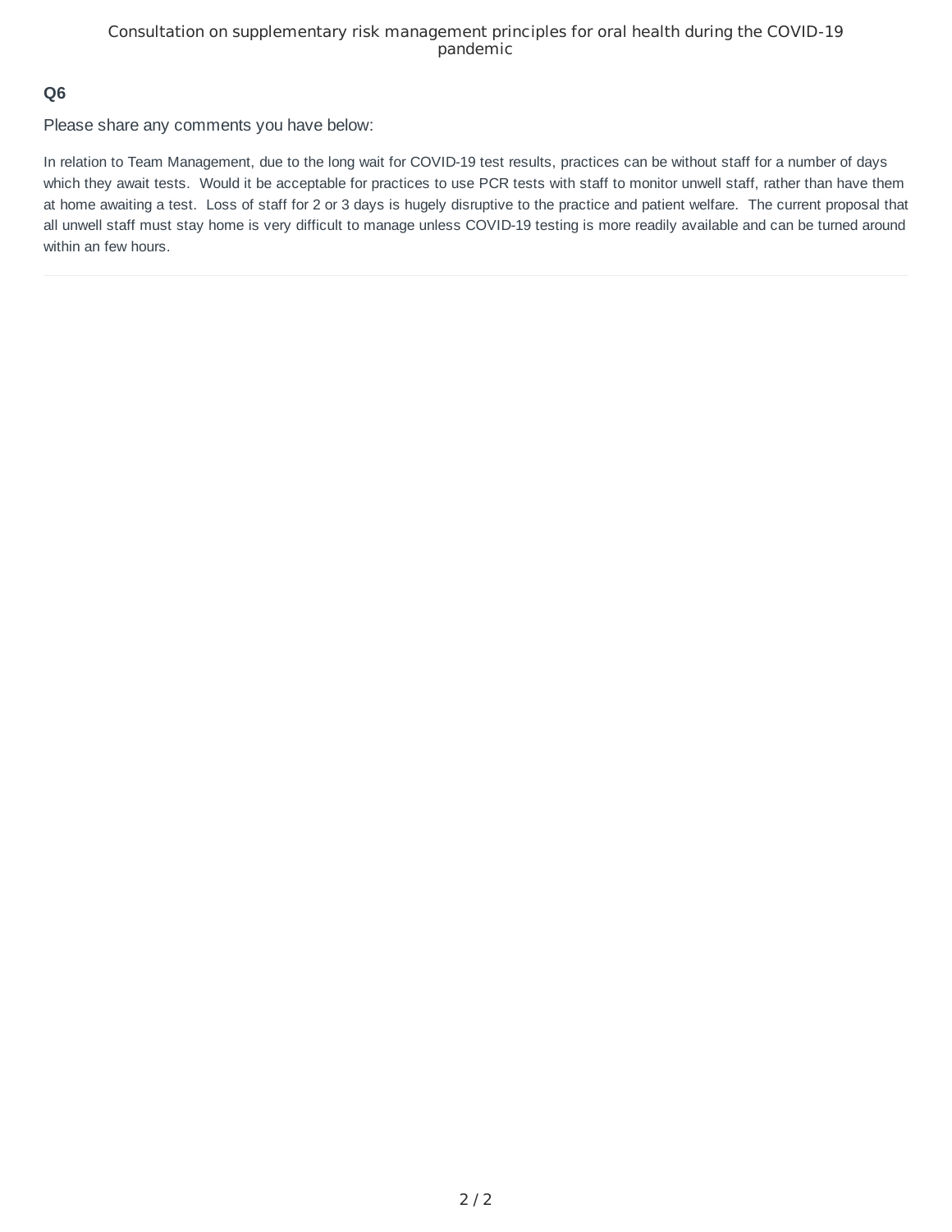### Q6

Please share any comments you have below:

In relation to Team Management, due to the long wait for COVID-19 test results, practices can be without staff for a number of days which they await tests. Would it be acceptable for practices to use PCR tests with staff to monitor unwell staff, rather than have them at home awaiting a test. Loss of staff for 2 or 3 days is hugely disruptive to the practice and patient welfare. The current proposal that all unwell staff must stay home is very difficult to manage unless COVID-19 testing is more readily available and can be turned around within an few hours.